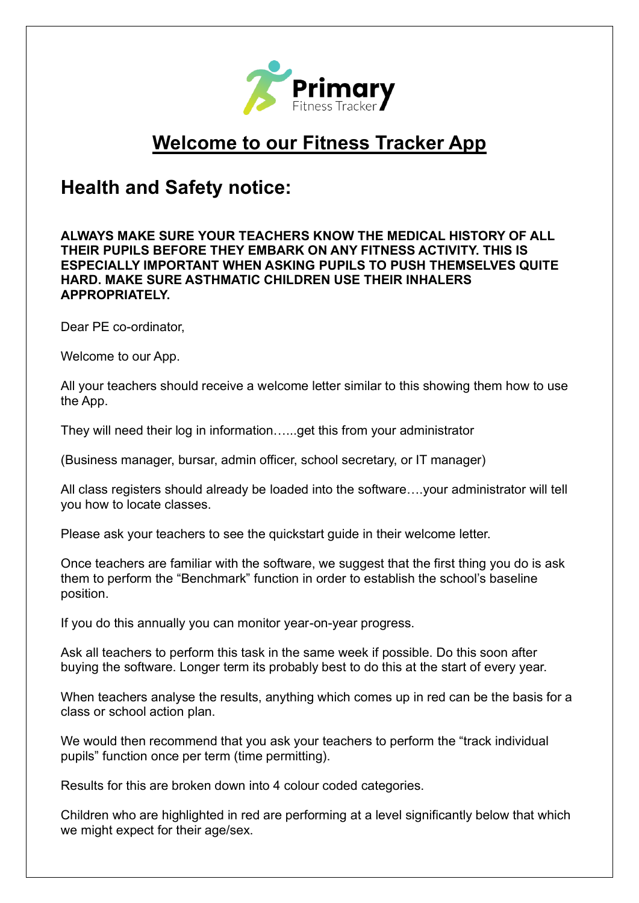**Primary**
Fitness Tracker

# Welcome to our Fitness Tracker App

## Health and Safety notice:

**ALWAYS MAKE SURE YOUR TEACHERS KNOW THE MEDICAL HISTORY OF ALL THEIR PUPILS BEFORE THEY EMBARK ON ANY FITNESS ACTIVITY. THIS IS ESPECIALLY IMPORTANT WHEN ASKING PUPILS TO PUSH THEMSELVES QUITE HARD. MAKE SURE ASTHMATIC CHILDREN USE THEIR INHALERS APPROPRIATELY.**

Dear PE co-ordinator,

Welcome to our App.

All your teachers should receive a welcome letter similar to this showing them how to use the App.

They will need their log in information…...get this from your administrator

(Business manager, bursar, admin officer, school secretary, or IT manager)

All class registers should already be loaded into the software….your administrator will tell you how to locate classes.

Please ask your teachers to see the quickstart guide in their welcome letter.

Once teachers are familiar with the software, we suggest that the first thing you do is ask them to perform the "Benchmark" function in order to establish the school's baseline position.

If you do this annually you can monitor year-on-year progress.

Ask all teachers to perform this task in the same week if possible. Do this soon after buying the software. Longer term its probably best to do this at the start of every year.

When teachers analyse the results, anything which comes up in red can be the basis for a class or school action plan.

We would then recommend that you ask your teachers to perform the "track individual pupils" function once per term (time permitting).

Results for this are broken down into 4 colour coded categories.

Children who are highlighted in red are performing at a level significantly below that which we might expect for their age/sex.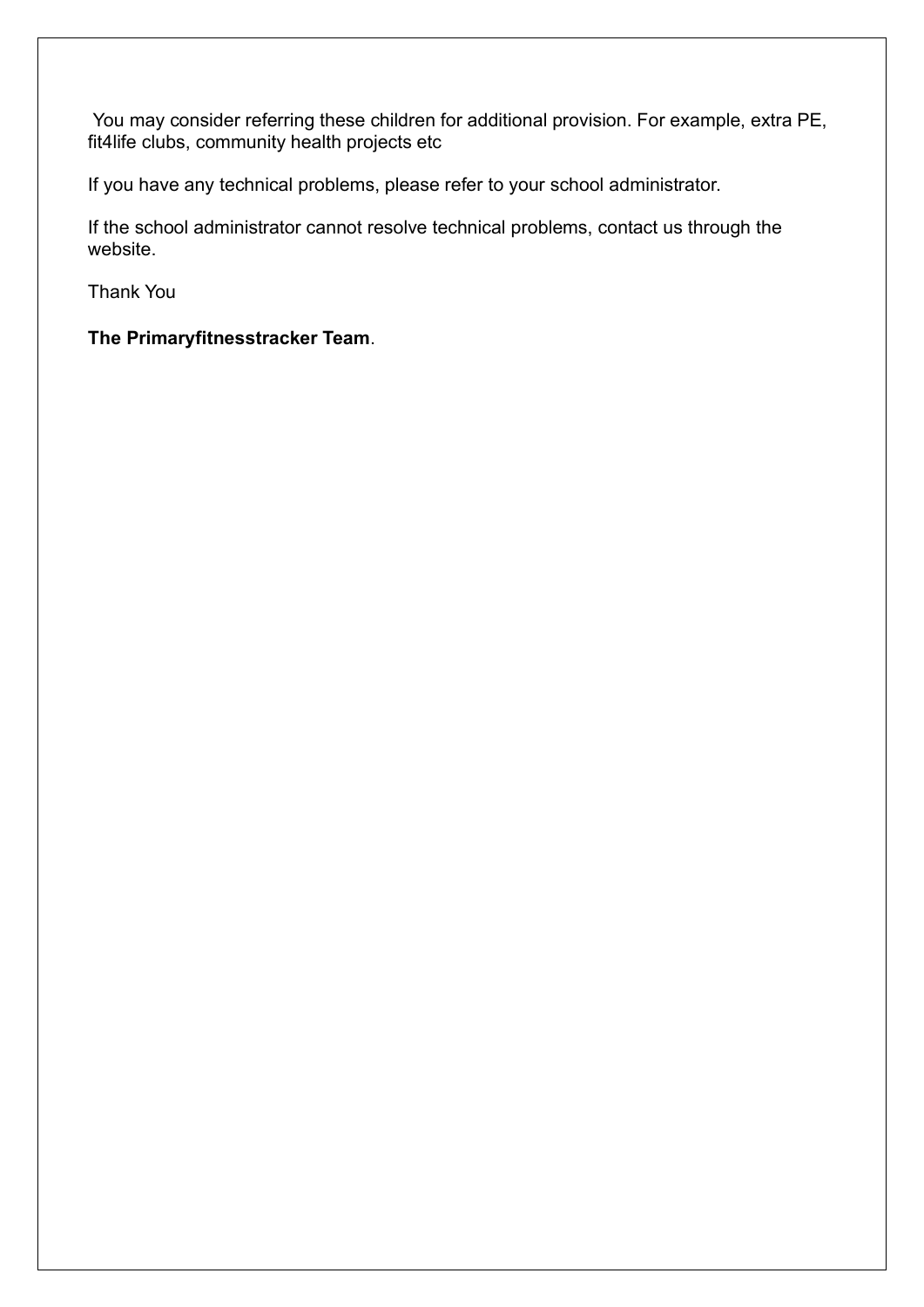You may consider referring these children for additional provision. For example, extra PE, fit4life clubs, community health projects etc

If you have any technical problems, please refer to your school administrator.

If the school administrator cannot resolve technical problems, contact us through the website.

Thank You

**The Primaryfitnesstracker Team**.